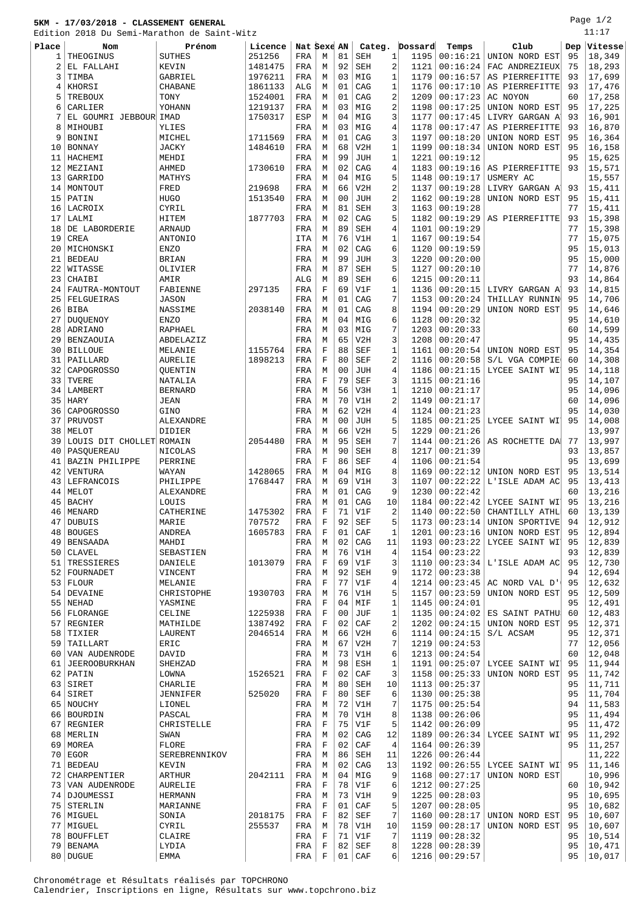# 5KM - 17/03/2018 - CLASSEMENT GENERAL

Edition 2018 Du Semi-Marathon de Saint-Witz

11:17

| Place | Nom | Prénom | Licence | Nat | Sexe | AN | Categ. | | Dossard | Temps | Club | Dep | Vitesse |
|---|---|---|---|---|---|---|---|---|---|---|---|---|---|
| 1 | THEOGINUS | SUTHES | 251256 | FRA | M | 81 | SEH | 1 | 1195 | 00:16:21 | UNION NORD EST | 95 | 18,349 |
| 2 | EL FALLAHI | KEVIN | 1481475 | FRA | M | 92 | SEH | 2 | 1121 | 00:16:24 | FAC ANDREZIEUX | 75 | 18,293 |
| 3 | TIMBA | GABRIEL | 1976211 | FRA | M | 03 | MIG | 1 | 1179 | 00:16:57 | AS PIERREFITTE | 93 | 17,699 |
| 4 | KHORSI | CHABANE | 1861133 | ALG | M | 01 | CAG | 1 | 1176 | 00:17:10 | AS PIERREFITTE | 93 | 17,476 |
| 5 | TREBOUX | TONY | 1524001 | FRA | M | 01 | CAG | 2 | 1209 | 00:17:23 | AC NOYON | 60 | 17,258 |
| 6 | CARLIER | YOHANN | 1219137 | FRA | M | 03 | MIG | 2 | 1198 | 00:17:25 | UNION NORD EST | 95 | 17,225 |
| 7 | EL GOUMRI JEBBOUR | IMAD | 1750317 | ESP | M | 04 | MIG | 3 | 1177 | 00:17:45 | LIVRY GARGAN A | 93 | 16,901 |
| 8 | MIHOUBI | YLIES | | FRA | M | 03 | MIG | 4 | 1178 | 00:17:47 | AS PIERREFITTE | 93 | 16,870 |
| 9 | BONINI | MICHEL | 1711569 | FRA | M | 01 | CAG | 3 | 1197 | 00:18:20 | UNION NORD EST | 95 | 16,364 |
| 10 | BONNAY | JACKY | 1484610 | FRA | M | 68 | V2H | 1 | 1199 | 00:18:34 | UNION NORD EST | 95 | 16,158 |
| 11 | HACHEMI | MEHDI | | FRA | M | 99 | JUH | 1 | 1221 | 00:19:12 | | 95 | 15,625 |
| 12 | MEZIANI | AHMED | 1730610 | FRA | M | 02 | CAG | 4 | 1183 | 00:19:16 | AS PIERREFITTE | 93 | 15,571 |
| 13 | GARRIDO | MATHYS | | FRA | M | 04 | MIG | 5 | 1148 | 00:19:17 | USMERY AC | | 15,557 |
| 14 | MONTOUT | FRED | 219698 | FRA | M | 66 | V2H | 2 | 1137 | 00:19:28 | LIVRY GARGAN A | 93 | 15,411 |
| 15 | PATIN | HUGO | 1513540 | FRA | M | 00 | JUH | 2 | 1162 | 00:19:28 | UNION NORD EST | 95 | 15,411 |
| 16 | LACROIX | CYRIL | | FRA | M | 81 | SEH | 3 | 1163 | 00:19:28 | | 77 | 15,411 |
| 17 | LALMI | HITEM | 1877703 | FRA | M | 02 | CAG | 5 | 1182 | 00:19:29 | AS PIERREFITTE | 93 | 15,398 |
| 18 | DE LABORDERIE | ARNAUD | | FRA | M | 89 | SEH | 4 | 1101 | 00:19:29 | | 77 | 15,398 |
| 19 | CREA | ANTONIO | | ITA | M | 76 | V1H | 1 | 1167 | 00:19:54 | | 77 | 15,075 |
| 20 | MICHONSKI | ENZO | | FRA | M | 02 | CAG | 6 | 1120 | 00:19:59 | | 95 | 15,013 |
| 21 | BEDEAU | BRIAN | | FRA | M | 99 | JUH | 3 | 1220 | 00:20:00 | | 95 | 15,000 |
| 22 | WITASSE | OLIVIER | | FRA | M | 87 | SEH | 5 | 1127 | 00:20:10 | | 77 | 14,876 |
| 23 | CHAIBI | AMIR | | ALG | M | 89 | SEH | 6 | 1215 | 00:20:11 | | 93 | 14,864 |
| 24 | FAUTRA-MONTOUT | FABIENNE | 297135 | FRA | F | 69 | V1F | 1 | 1136 | 00:20:15 | LIVRY GARGAN A | 93 | 14,815 |
| 25 | FELGUEIRAS | JASON | | FRA | M | 01 | CAG | 7 | 1153 | 00:20:24 | THILLAY RUNNIN | 95 | 14,706 |
| 26 | BIBA | NASSIME | 2038140 | FRA | M | 01 | CAG | 8 | 1194 | 00:20:29 | UNION NORD EST | 95 | 14,646 |
| 27 | DUQUENOY | ENZO | | FRA | M | 04 | MIG | 6 | 1128 | 00:20:32 | | 95 | 14,610 |
| 28 | ADRIANO | RAPHAEL | | FRA | M | 03 | MIG | 7 | 1203 | 00:20:33 | | 60 | 14,599 |
| 29 | BENZAOUIA | ABDELAZIZ | | FRA | M | 65 | V2H | 3 | 1208 | 00:20:47 | | 95 | 14,435 |
| 30 | BILLOUE | MELANIE | 1155764 | FRA | F | 88 | SEF | 1 | 1161 | 00:20:54 | UNION NORD EST | 95 | 14,354 |
| 31 | PAILLARD | AURELIE | 1898213 | FRA | F | 80 | SEF | 2 | 1116 | 00:20:58 | S/L VGA COMPIE | 60 | 14,308 |
| 32 | CAPOGROSSO | QUENTIN | | FRA | M | 00 | JUH | 4 | 1186 | 00:21:15 | LYCEE SAINT WI | 95 | 14,118 |
| 33 | TVERE | NATALIA | | FRA | F | 79 | SEF | 3 | 1115 | 00:21:16 | | 95 | 14,107 |
| 34 | LAMBERT | BERNARD | | FRA | M | 56 | V3H | 1 | 1210 | 00:21:17 | | 95 | 14,096 |
| 35 | HARY | JEAN | | FRA | M | 70 | V1H | 2 | 1149 | 00:21:17 | | 60 | 14,096 |
| 36 | CAPOGROSSO | GINO | | FRA | M | 62 | V2H | 4 | 1124 | 00:21:23 | | 95 | 14,030 |
| 37 | PRUVOST | ALEXANDRE | | FRA | M | 00 | JUH | 5 | 1185 | 00:21:25 | LYCEE SAINT WI | 95 | 14,008 |
| 38 | MELOT | DIDIER | | FRA | M | 66 | V2H | 5 | 1229 | 00:21:26 | | | 13,997 |
| 39 | LOUIS DIT CHOLLET | ROMAIN | 2054480 | FRA | M | 95 | SEH | 7 | 1144 | 00:21:26 | AS ROCHETTE DA | 77 | 13,997 |
| 40 | PASQUEREAU | NICOLAS | | FRA | M | 90 | SEH | 8 | 1217 | 00:21:39 | | 93 | 13,857 |
| 41 | BAZIN PHILIPPE | PERRINE | | FRA | F | 86 | SEF | 4 | 1106 | 00:21:54 | | 95 | 13,699 |
| 42 | VENTURA | WAYAN | 1428065 | FRA | M | 04 | MIG | 8 | 1169 | 00:22:12 | UNION NORD EST | 95 | 13,514 |
| 43 | LEFRANCOIS | PHILIPPE | 1768447 | FRA | M | 69 | V1H | 3 | 1107 | 00:22:22 | L'ISLE ADAM AC | 95 | 13,413 |
| 44 | MELOT | ALEXANDRE | | FRA | M | 01 | CAG | 9 | 1230 | 00:22:42 | | 60 | 13,216 |
| 45 | BACHY | LOUIS | | FRA | M | 01 | CAG | 10 | 1184 | 00:22:42 | LYCEE SAINT WI | 95 | 13,216 |
| 46 | MENARD | CATHERINE | 1475302 | FRA | F | 71 | V1F | 2 | 1140 | 00:22:50 | CHANTILLY ATHL | 60 | 13,139 |
| 47 | DUBUIS | MARIE | 707572 | FRA | F | 92 | SEF | 5 | 1173 | 00:23:14 | UNION SPORTIVE | 94 | 12,912 |
| 48 | BOUGES | ANDREA | 1605783 | FRA | F | 01 | CAF | 1 | 1201 | 00:23:16 | UNION NORD EST | 95 | 12,894 |
| 49 | BENSAADA | MAHDI | | FRA | M | 02 | CAG | 11 | 1193 | 00:23:22 | LYCEE SAINT WI | 95 | 12,839 |
| 50 | CLAVEL | SEBASTIEN | | FRA | M | 76 | V1H | 4 | 1154 | 00:23:22 | | 93 | 12,839 |
| 51 | TRESSIERES | DANIELE | 1013079 | FRA | F | 69 | V1F | 3 | 1110 | 00:23:34 | L'ISLE ADAM AC | 95 | 12,730 |
| 52 | FOURNADET | VINCENT | | FRA | M | 92 | SEH | 9 | 1172 | 00:23:38 | | 94 | 12,694 |
| 53 | FLOUR | MELANIE | | FRA | F | 77 | V1F | 4 | 1214 | 00:23:45 | AC NORD VAL D' | 95 | 12,632 |
| 54 | DEVAINE | CHRISTOPHE | 1930703 | FRA | M | 76 | V1H | 5 | 1157 | 00:23:59 | UNION NORD EST | 95 | 12,509 |
| 55 | NEHAD | YASMINE | | FRA | F | 04 | MIF | 1 | 1145 | 00:24:01 | | 95 | 12,491 |
| 56 | FLORANGE | CELINE | 1225938 | FRA | F | 00 | JUF | 1 | 1135 | 00:24:02 | ES SAINT PATHU | 60 | 12,483 |
| 57 | REGNIER | MATHILDE | 1387492 | FRA | F | 02 | CAF | 2 | 1202 | 00:24:15 | UNION NORD EST | 95 | 12,371 |
| 58 | TIXIER | LAURENT | 2046514 | FRA | M | 66 | V2H | 6 | 1114 | 00:24:15 | S/L ACSAM | 95 | 12,371 |
| 59 | TAILLART | ERIC | | FRA | M | 67 | V2H | 7 | 1219 | 00:24:53 | | 77 | 12,056 |
| 60 | VAN AUDENRODE | DAVID | | FRA | M | 73 | V1H | 6 | 1213 | 00:24:54 | | 60 | 12,048 |
| 61 | JEEROOBURKHAN | SHEHZAD | | FRA | M | 98 | ESH | 1 | 1191 | 00:25:07 | LYCEE SAINT WI | 95 | 11,944 |
| 62 | PATIN | LOWNA | 1526521 | FRA | F | 02 | CAF | 3 | 1158 | 00:25:33 | UNION NORD EST | 95 | 11,742 |
| 63 | SIRET | CHARLIE | | FRA | M | 80 | SEH | 10 | 1113 | 00:25:37 | | 95 | 11,711 |
| 64 | SIRET | JENNIFER | 525020 | FRA | F | 80 | SEF | 6 | 1130 | 00:25:38 | | 95 | 11,704 |
| 65 | NOUCHY | LIONEL | | FRA | M | 72 | V1H | 7 | 1175 | 00:25:54 | | 94 | 11,583 |
| 66 | BOURDIN | PASCAL | | FRA | M | 70 | V1H | 8 | 1138 | 00:26:06 | | 95 | 11,494 |
| 67 | REGNIER | CHRISTELLE | | FRA | F | 75 | V1F | 5 | 1142 | 00:26:09 | | 95 | 11,472 |
| 68 | MERLIN | SWAN | | FRA | M | 02 | CAG | 12 | 1189 | 00:26:34 | LYCEE SAINT WI | 95 | 11,292 |
| 69 | MOREA | FLORE | | FRA | F | 02 | CAF | 4 | 1164 | 00:26:39 | | 95 | 11,257 |
| 70 | EGOR | SEREBRENNIKOV | | FRA | M | 86 | SEH | 11 | 1226 | 00:26:44 | | | 11,222 |
| 71 | BEDEAU | KEVIN | | FRA | M | 02 | CAG | 13 | 1192 | 00:26:55 | LYCEE SAINT WI | 95 | 11,146 |
| 72 | CHARPENTIER | ARTHUR | 2042111 | FRA | M | 04 | MIG | 9 | 1168 | 00:27:17 | UNION NORD EST | | 10,996 |
| 73 | VAN AUDENRODE | AURELIE | | FRA | F | 78 | V1F | 6 | 1212 | 00:27:25 | | 60 | 10,942 |
| 74 | DJOUMESSI | HERMANN | | FRA | M | 73 | V1H | 9 | 1225 | 00:28:03 | | 95 | 10,695 |
| 75 | STERLIN | MARIANNE | | FRA | F | 01 | CAF | 5 | 1207 | 00:28:05 | | 95 | 10,682 |
| 76 | MIGUEL | SONIA | 2018175 | FRA | F | 82 | SEF | 7 | 1160 | 00:28:17 | UNION NORD EST | 95 | 10,607 |
| 77 | MIGUEL | CYRIL | 255537 | FRA | M | 78 | V1H | 10 | 1159 | 00:28:17 | UNION NORD EST | 95 | 10,607 |
| 78 | BOUFFLET | CLAIRE | | FRA | F | 71 | V1F | 7 | 1119 | 00:28:32 | | 95 | 10,514 |
| 79 | BENAMA | LYDIA | | FRA | F | 82 | SEF | 8 | 1228 | 00:28:39 | | 95 | 10,471 |
| 80 | DUGUE | EMMA | | FRA | F | 01 | CAF | 6 | 1216 | 00:29:57 | | 95 | 10,017 |

Chronométrage et Résultats réalisés par TOPCHRONO
Calendrier, Inscriptions en ligne, Résultats sur www.topchrono.biz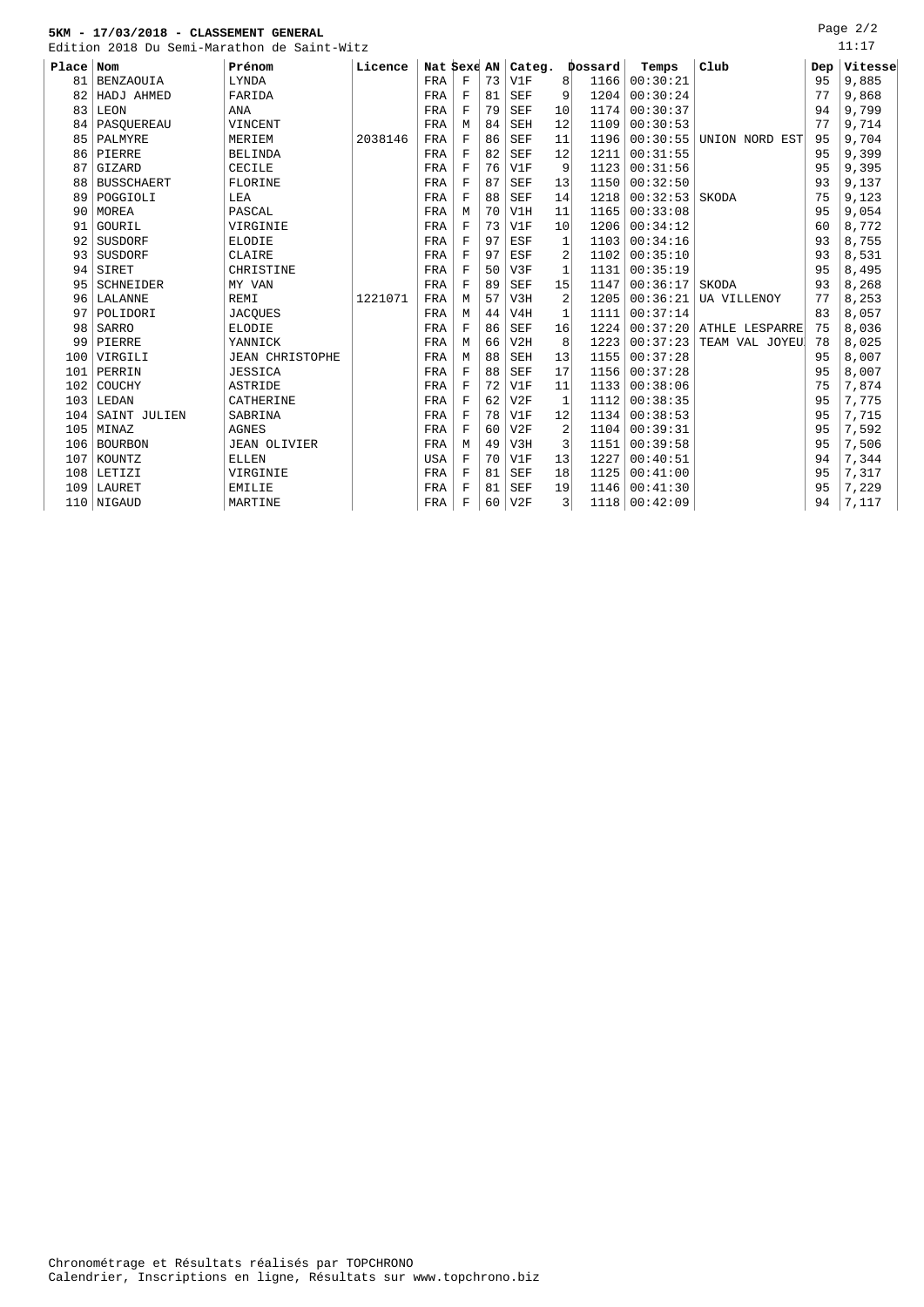**5KM - 17/03/2018 - CLASSEMENT GENERAL**

Edition 2018 Du Semi-Marathon de Saint-Witz

11:17

| Place | Nom | Prénom | Licence | Nat | Sexe | AN | Categ. | | Dossard | Temps | Club | Dep | Vitesse |
|---|---|---|---|---|---|---|---|---|---|---|---|---|---|
| 81 | BENZAOUIA | LYNDA | | FRA | F | 73 | V1F | 8 | 1166 | 00:30:21 | | 95 | 9,885 |
| 82 | HADJ AHMED | FARIDA | | FRA | F | 81 | SEF | 9 | 1204 | 00:30:24 | | 77 | 9,868 |
| 83 | LEON | ANA | | FRA | F | 79 | SEF | 10 | 1174 | 00:30:37 | | 94 | 9,799 |
| 84 | PASQUEREAU | VINCENT | | FRA | M | 84 | SEH | 12 | 1109 | 00:30:53 | | 77 | 9,714 |
| 85 | PALMYRE | MERIEM | 2038146 | FRA | F | 86 | SEF | 11 | 1196 | 00:30:55 | UNION NORD EST | 95 | 9,704 |
| 86 | PIERRE | BELINDA | | FRA | F | 82 | SEF | 12 | 1211 | 00:31:55 | | 95 | 9,399 |
| 87 | GIZARD | CECILE | | FRA | F | 76 | V1F | 9 | 1123 | 00:31:56 | | 95 | 9,395 |
| 88 | BUSSCHAERT | FLORINE | | FRA | F | 87 | SEF | 13 | 1150 | 00:32:50 | | 93 | 9,137 |
| 89 | POGGIOLI | LEA | | FRA | F | 88 | SEF | 14 | 1218 | 00:32:53 | SKODA | 75 | 9,123 |
| 90 | MOREA | PASCAL | | FRA | M | 70 | V1H | 11 | 1165 | 00:33:08 | | 95 | 9,054 |
| 91 | GOURIL | VIRGINIE | | FRA | F | 73 | V1F | 10 | 1206 | 00:34:12 | | 60 | 8,772 |
| 92 | SUSDORF | ELODIE | | FRA | F | 97 | ESF | 1 | 1103 | 00:34:16 | | 93 | 8,755 |
| 93 | SUSDORF | CLAIRE | | FRA | F | 97 | ESF | 2 | 1102 | 00:35:10 | | 93 | 8,531 |
| 94 | SIRET | CHRISTINE | | FRA | F | 50 | V3F | 1 | 1131 | 00:35:19 | | 95 | 8,495 |
| 95 | SCHNEIDER | MY VAN | | FRA | F | 89 | SEF | 15 | 1147 | 00:36:17 | SKODA | 93 | 8,268 |
| 96 | LALANNE | REMI | 1221071 | FRA | M | 57 | V3H | 2 | 1205 | 00:36:21 | UA VILLENOY | 77 | 8,253 |
| 97 | POLIDORI | JACQUES | | FRA | M | 44 | V4H | 1 | 1111 | 00:37:14 | | 83 | 8,057 |
| 98 | SARRO | ELODIE | | FRA | F | 86 | SEF | 16 | 1224 | 00:37:20 | ATHLE LESPARRE | 75 | 8,036 |
| 99 | PIERRE | YANNICK | | FRA | M | 66 | V2H | 8 | 1223 | 00:37:23 | TEAM VAL JOYEU | 78 | 8,025 |
| 100 | VIRGILI | JEAN CHRISTOPHE | | FRA | M | 88 | SEH | 13 | 1155 | 00:37:28 | | 95 | 8,007 |
| 101 | PERRIN | JESSICA | | FRA | F | 88 | SEF | 17 | 1156 | 00:37:28 | | 95 | 8,007 |
| 102 | COUCHY | ASTRIDE | | FRA | F | 72 | V1F | 11 | 1133 | 00:38:06 | | 75 | 7,874 |
| 103 | LEDAN | CATHERINE | | FRA | F | 62 | V2F | 1 | 1112 | 00:38:35 | | 95 | 7,775 |
| 104 | SAINT JULIEN | SABRINA | | FRA | F | 78 | V1F | 12 | 1134 | 00:38:53 | | 95 | 7,715 |
| 105 | MINAZ | AGNES | | FRA | F | 60 | V2F | 2 | 1104 | 00:39:31 | | 95 | 7,592 |
| 106 | BOURBON | JEAN OLIVIER | | FRA | M | 49 | V3H | 3 | 1151 | 00:39:58 | | 95 | 7,506 |
| 107 | KOUNTZ | ELLEN | | USA | F | 70 | V1F | 13 | 1227 | 00:40:51 | | 94 | 7,344 |
| 108 | LETIZI | VIRGINIE | | FRA | F | 81 | SEF | 18 | 1125 | 00:41:00 | | 95 | 7,317 |
| 109 | LAURET | EMILIE | | FRA | F | 81 | SEF | 19 | 1146 | 00:41:30 | | 95 | 7,229 |
| 110 | NIGAUD | MARTINE | | FRA | F | 60 | V2F | 3 | 1118 | 00:42:09 | | 94 | 7,117 |

Chronométrage et Résultats réalisés par TOPCHRONO
Calendrier, Inscriptions en ligne, Résultats sur www.topchrono.biz